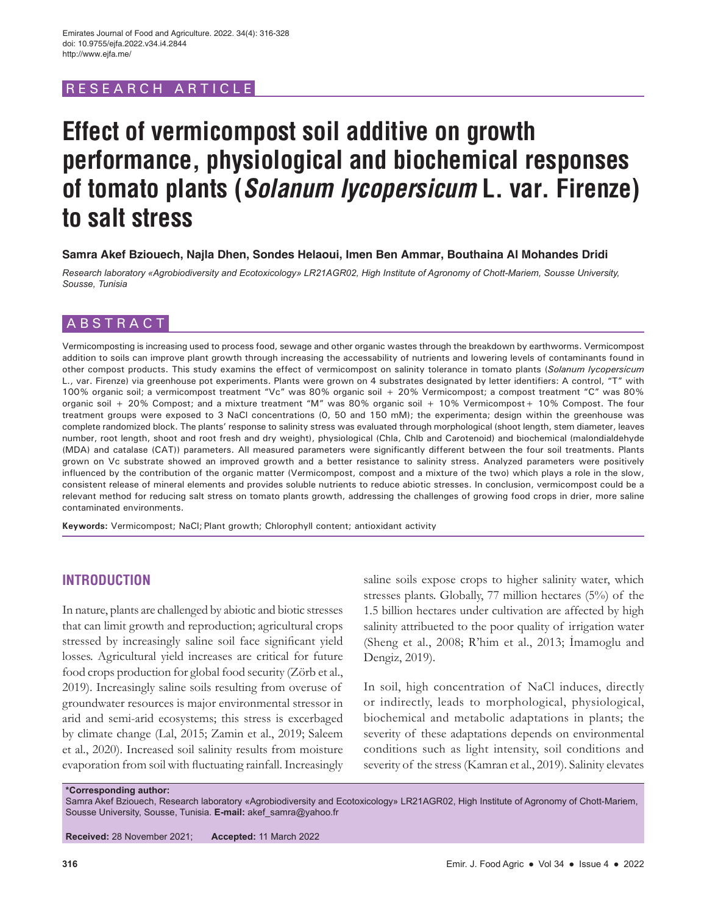RESEARCH ARTICLE

# Effect of vermicompost soil additive on growth performance, physiological and biochemical responses of tomato plants (*Solanum lycopersicum* L. var. Firenze) to salt stress

**Samra Akef Bziouech, Najla Dhen, Sondes Helaoui, Imen Ben Ammar, Bouthaina Al Mohandes Dridi**

*Research laboratory «Agrobiodiversity and Ecotoxicology» LR21AGR02, High Institute of Agronomy of Chott-Mariem, Sousse University, Sousse, Tunisia*

## ABSTRACT

Vermicomposting is increasing used to process food, sewage and other organic wastes through the breakdown by earthworms. Vermicompost addition to soils can improve plant growth through increasing the accessability of nutrients and lowering levels of contaminants found in other compost products. This study examins the effect of vermicompost on salinity tolerance in tomato plants (*Solanum lycopersicum* L., var. Firenze) via greenhouse pot experiments. Plants were grown on 4 substrates designated by letter identifiers: A control, "T" with 100% organic soil; a vermicompost treatment "Vc" was 80% organic soil + 20% Vermicompost; a compost treatment "C" was 80% organic soil + 20% Compost; and a mixture treatment "M" was 80% organic soil + 10% Vermicompost + 10% Compost. The four treatment groups were exposed to 3 NaCl concentrations (0, 50 and 150 mM); the experimenta; design within the greenhouse was complete randomized block. The plants' response to salinity stress was evaluated through morphological (shoot length, stem diameter, leaves number, root length, shoot and root fresh and dry weight), physiological (Chla, Chlb and Carotenoid) and biochemical (malondialdehyde (MDA) and catalase (CAT)) parameters. All measured parameters were significantly different between the four soil treatments. Plants grown on Vc substrate showed an improved growth and a better resistance to salinity stress. Analyzed parameters were positively influenced by the contribution of the organic matter (Vermicompost, compost and a mixture of the two) which plays a role in the slow, consistent release of mineral elements and provides soluble nutrients to reduce abiotic stresses. In conclusion, vermicompost could be a relevant method for reducing salt stress on tomato plants growth, addressing the challenges of growing food crops in drier, more saline contaminated environments.

**Keywords:** Vermicompost; NaCl; Plant growth; Chlorophyll content; antioxidant activity

## INTRODUCTION

In nature, plants are challenged by abiotic and biotic stresses that can limit growth and reproduction; agricultural crops stressed by increasingly saline soil face significant yield losses. Agricultural yield increases are critical for future food crops production for global food security (Zörb et al., 2019). Increasingly saline soils resulting from overuse of groundwater resources is major environmental stressor in arid and semi-arid ecosystems; this stress is excerbaged by climate change (Lal, 2015; Zamin et al., 2019; Saleem et al., 2020). Increased soil salinity results from moisture evaporation from soil with fluctuating rainfall. Increasingly saline soils expose crops to higher salinity water, which stresses plants. Globally, 77 million hectares (5%) of the 1.5 billion hectares under cultivation are affected by high salinity attribueted to the poor quality of irrigation water (Sheng et al., 2008; R'him et al., 2013; İmamoglu and Dengiz, 2019).

In soil, high concentration of NaCl induces, directly or indirectly, leads to morphological, physiological, biochemical and metabolic adaptations in plants; the severity of these adaptations depends on environmental conditions such as light intensity, soil conditions and severity of the stress (Kamran et al., 2019). Salinity elevates

**\*Corresponding author:**
Samra Akef Bziouech, Research laboratory «Agrobiodiversity and Ecotoxicology» LR21AGR02, High Institute of Agronomy of Chott-Mariem, Sousse University, Sousse, Tunisia. **E-mail:** akef_samra@yahoo.fr

**Received:** 28 November 2021; **Accepted:** 11 March 2022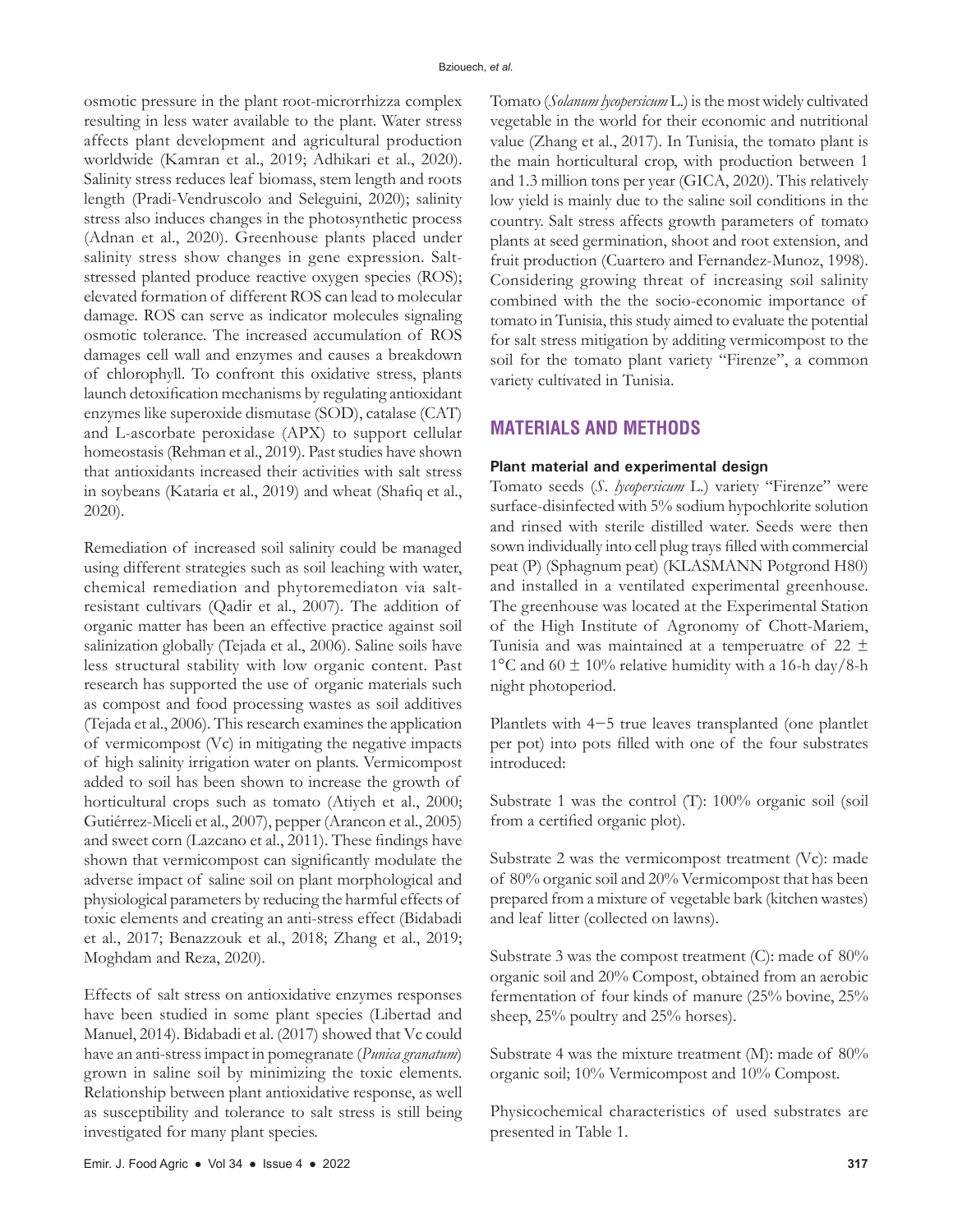osmotic pressure in the plant root-microrrhizza complex resulting in less water available to the plant. Water stress affects plant development and agricultural production worldwide (Kamran et al., 2019; Adhikari et al., 2020). Salinity stress reduces leaf biomass, stem length and roots length (Pradi-Vendruscolo and Seleguini, 2020); salinity stress also induces changes in the photosynthetic process (Adnan et al., 2020). Greenhouse plants placed under salinity stress show changes in gene expression. Salt-stressed planted produce reactive oxygen species (ROS); elevated formation of different ROS can lead to molecular damage. ROS can serve as indicator molecules signaling osmotic tolerance. The increased accumulation of ROS damages cell wall and enzymes and causes a breakdown of chlorophyll. To confront this oxidative stress, plants launch detoxification mechanisms by regulating antioxidant enzymes like superoxide dismutase (SOD), catalase (CAT) and L-ascorbate peroxidase (APX) to support cellular homeostasis (Rehman et al., 2019). Past studies have shown that antioxidants increased their activities with salt stress in soybeans (Kataria et al., 2019) and wheat (Shafiq et al., 2020).

Remediation of increased soil salinity could be managed using different strategies such as soil leaching with water, chemical remediation and phytoremediaton via salt-resistant cultivars (Qadir et al., 2007). The addition of organic matter has been an effective practice against soil salinization globally (Tejada et al., 2006). Saline soils have less structural stability with low organic content. Past research has supported the use of organic materials such as compost and food processing wastes as soil additives (Tejada et al., 2006). This research examines the application of vermicompost (Vc) in mitigating the negative impacts of high salinity irrigation water on plants. Vermicompost added to soil has been shown to increase the growth of horticultural crops such as tomato (Atiyeh et al., 2000; Gutiérrez-Miceli et al., 2007), pepper (Arancon et al., 2005) and sweet corn (Lazcano et al., 2011). These findings have shown that vermicompost can significantly modulate the adverse impact of saline soil on plant morphological and physiological parameters by reducing the harmful effects of toxic elements and creating an anti-stress effect (Bidabadi et al., 2017; Benazzouk et al., 2018; Zhang et al., 2019; Moghdam and Reza, 2020).

Effects of salt stress on antioxidative enzymes responses have been studied in some plant species (Libertad and Manuel, 2014). Bidabadi et al. (2017) showed that Vc could have an anti-stress impact in pomegranate (*Punica granatum*) grown in saline soil by minimizing the toxic elements. Relationship between plant antioxidative response, as well as susceptibility and tolerance to salt stress is still being investigated for many plant species.

Tomato (*Solanum lycopersicum* L.) is the most widely cultivated vegetable in the world for their economic and nutritional value (Zhang et al., 2017). In Tunisia, the tomato plant is the main horticultural crop, with production between 1 and 1.3 million tons per year (GICA, 2020). This relatively low yield is mainly due to the saline soil conditions in the country. Salt stress affects growth parameters of tomato plants at seed germination, shoot and root extension, and fruit production (Cuartero and Fernandez-Munoz, 1998). Considering growing threat of increasing soil salinity combined with the the socio-economic importance of tomato in Tunisia, this study aimed to evaluate the potential for salt stress mitigation by additing vermicompost to the soil for the tomato plant variety "Firenze", a common variety cultivated in Tunisia.

## MATERIALS AND METHODS

### Plant material and experimental design

Tomato seeds (*S. lycopersicum* L.) variety "Firenze" were surface-disinfected with 5% sodium hypochlorite solution and rinsed with sterile distilled water. Seeds were then sown individually into cell plug trays filled with commercial peat (P) (Sphagnum peat) (KLASMANN Potgrond H80) and installed in a ventilated experimental greenhouse. The greenhouse was located at the Experimental Station of the High Institute of Agronomy of Chott-Mariem, Tunisia and was maintained at a temperuatre of 22 ± 1°C and 60 ± 10% relative humidity with a 16-h day/8-h night photoperiod.

Plantlets with 4−5 true leaves transplanted (one plantlet per pot) into pots filled with one of the four substrates introduced:

Substrate 1 was the control (T): 100% organic soil (soil from a certified organic plot).

Substrate 2 was the vermicompost treatment (Vc): made of 80% organic soil and 20% Vermicompost that has been prepared from a mixture of vegetable bark (kitchen wastes) and leaf litter (collected on lawns).

Substrate 3 was the compost treatment (C): made of 80% organic soil and 20% Compost, obtained from an aerobic fermentation of four kinds of manure (25% bovine, 25% sheep, 25% poultry and 25% horses).

Substrate 4 was the mixture treatment (M): made of 80% organic soil; 10% Vermicompost and 10% Compost.

Physicochemical characteristics of used substrates are presented in Table 1.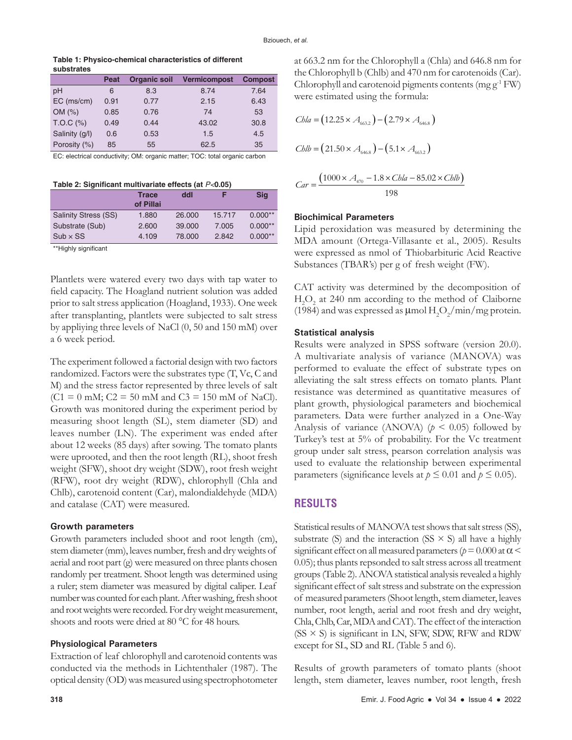**Table 1: Physico-chemical characteristics of different substrates**

| | Peat | Organic soil | Vermicompost | Compost |
|---|---|---|---|---|
| pH | 6 | 8.3 | 8.74 | 7.64 |
| EC (ms/cm) | 0.91 | 0.77 | 2.15 | 6.43 |
| OM (%) | 0.85 | 0.76 | 74 | 53 |
| T.O.C (%) | 0.49 | 0.44 | 43.02 | 30.8 |
| Salinity (g/l) | 0.6 | 0.53 | 1.5 | 4.5 |
| Porosity (%) | 85 | 55 | 62.5 | 35 |

EC: electrical conductivity; OM: organic matter; TOC: total organic carbon

**Table 2: Significant multivariate effects (at $P$<0.05)**

| | Trace of Pillai | ddl | F | Sig |
|---|---|---|---|---|
| Salinity Stress (SS) | 1.880 | 26.000 | 15.717 | 0.000** |
| Substrate (Sub) | 2.600 | 39.000 | 7.005 | 0.000** |
| Sub × SS | 4.109 | 78.000 | 2.842 | 0.000** |

**Highly significant

Plantlets were watered every two days with tap water to field capacity. The Hoagland nutrient solution was added prior to salt stress application (Hoagland, 1933). One week after transplanting, plantlets were subjected to salt stress by appliying three levels of NaCl (0, 50 and 150 mM) over a 6 week period.

The experiment followed a factorial design with two factors randomized. Factors were the substrates type (T, Vc, C and M) and the stress factor represented by three levels of salt (C1 = 0 mM; C2 = 50 mM and C3 = 150 mM of NaCl). Growth was monitored during the experiment period by measuring shoot length (SL), stem diameter (SD) and leaves number (LN). The experiment was ended after about 12 weeks (85 days) after sowing. The tomato plants were uprooted, and then the root length (RL), shoot fresh weight (SFW), shoot dry weight (SDW), root fresh weight (RFW), root dry weight (RDW), chlorophyll (Chla and Chlb), carotenoid content (Car), malondialdehyde (MDA) and catalase (CAT) were measured.

### Growth parameters

Growth parameters included shoot and root length (cm), stem diameter (mm), leaves number, fresh and dry weights of aerial and root part (g) were measured on three plants chosen randomly per treatment. Shoot length was determined using a ruler; stem diameter was measured by digital caliper. Leaf number was counted for each plant. After washing, fresh shoot and root weights were recorded. For dry weight measurement, shoots and roots were dried at 80 °C for 48 hours.

### Physiological Parameters

Extraction of leaf chlorophyll and carotenoid contents was conducted via the methods in Lichtenthaler (1987). The optical density (OD) was measured using spectrophotometer at 663.2 nm for the Chlorophyll a (Chla) and 646.8 nm for the Chlorophyll b (Chlb) and 470 nm for carotenoids (Car). Chlorophyll and carotenoid pigments contents (mg $g^{-1}$ FW) were estimated using the formula:

$$Chla = \left(12.25 \times A_{663.2}\right) - \left(2.79 \times A_{646.8}\right)$$

$$Chlb = \left(21.50 \times A_{646.8}\right) - \left(5.1 \times A_{663.2}\right)$$

$$Car = \frac{\left(1000 \times A_{470} - 1.8 \times Chla - 85.02 \times Chlb\right)}{198}$$

### Biochimical Parameters

Lipid peroxidation was measured by determining the MDA amount (Ortega-Villasante et al., 2005). Results were expressed as nmol of Thiobarbituric Acid Reactive Substances (TBAR's) per g of fresh weight (FW).

CAT activity was determined by the decomposition of $H_2O_2$ at 240 nm according to the method of Claiborne (1984) and was expressed as μmol $H_2O_2$/min/mg protein.

### Statistical analysis

Results were analyzed in SPSS software (version 20.0). A multivariate analysis of variance (MANOVA) was performed to evaluate the effect of substrate types on alleviating the salt stress effects on tomato plants. Plant resistance was determined as quantitative measures of plant growth, physiological parameters and biochemical parameters. Data were further analyzed in a One-Way Analysis of variance (ANOVA) ($p$ < 0.05) followed by Turkey's test at 5% of probability. For the Vc treatment group under salt stress, pearson correlation analysis was used to evaluate the relationship between experimental parameters (significance levels at $p \leq 0.01$ and $p \leq 0.05$).

## RESULTS

Statistical results of MANOVA test shows that salt stress (SS), substrate (S) and the interaction (SS × S) all have a highly significant effect on all measured parameters ($p = 0.000$ at $\alpha < 0.05$); thus plants repsonded to salt stress across all treatment groups (Table 2). ANOVA statistical analysis revealed a highly significant effect of salt stress and substrate on the expression of measured parameters (Shoot length, stem diameter, leaves number, root length, aerial and root fresh and dry weight, Chla, Chlb, Car, MDA and CAT). The effect of the interaction (SS × S) is significant in LN, SFW, SDW, RFW and RDW except for SL, SD and RL (Table 5 and 6).

Results of growth parameters of tomato plants (shoot length, stem diameter, leaves number, root length, fresh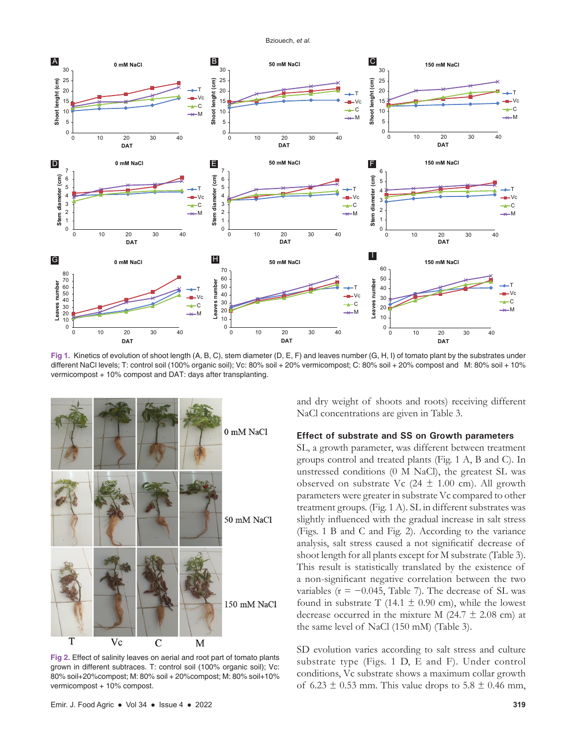Fig 1. Kinetics of evolution of shoot length (A, B, C), stem diameter (D, E, F) and leaves number (G, H, I) of tomato plant by the substrates under different NaCl levels; T: control soil (100% organic soil); Vc: 80% soil + 20% vermicompost; C: 80% soil + 20% compost and M: 80% soil + 10% vermicompost + 10% compost and DAT: days after transplanting.

Fig 2. Effect of salinity leaves on aerial and root part of tomato plants grown in different subtraces. T: control soil (100% organic soil); Vc: 80% soil+20%compost; M: 80% soil + 20%compost; M: 80% soil+10% vermicompost + 10% compost.

and dry weight of shoots and roots) receiving different NaCl concentrations are given in Table 3.

### Effect of substrate and SS on Growth parameters

SL, a growth parameter, was different between treatment groups control and treated plants (Fig. 1 A, B and C). In unstressed conditions (0 M NaCl), the greatest SL was observed on substrate Vc (24 ± 1.00 cm). All growth parameters were greater in substrate Vc compared to other treatment groups. (Fig. 1 A). SL in different substrates was slightly influenced with the gradual increase in salt stress (Figs. 1 B and C and Fig. 2). According to the variance analysis, salt stress caused a not significatif decrease of shoot length for all plants except for M substrate (Table 3). This result is statistically translated by the existence of a non-significant negative correlation between the two variables (r = −0.045, Table 7). The decrease of SL was found in substrate T (14.1 ± 0.90 cm), while the lowest decrease occurred in the mixture M (24.7 ± 2.08 cm) at the same level of NaCl (150 mM) (Table 3).

SD evolution varies according to salt stress and culture substrate type (Figs. 1 D, E and F). Under control conditions, Vc substrate shows a maximum collar growth of 6.23 ± 0.53 mm. This value drops to 5.8 ± 0.46 mm,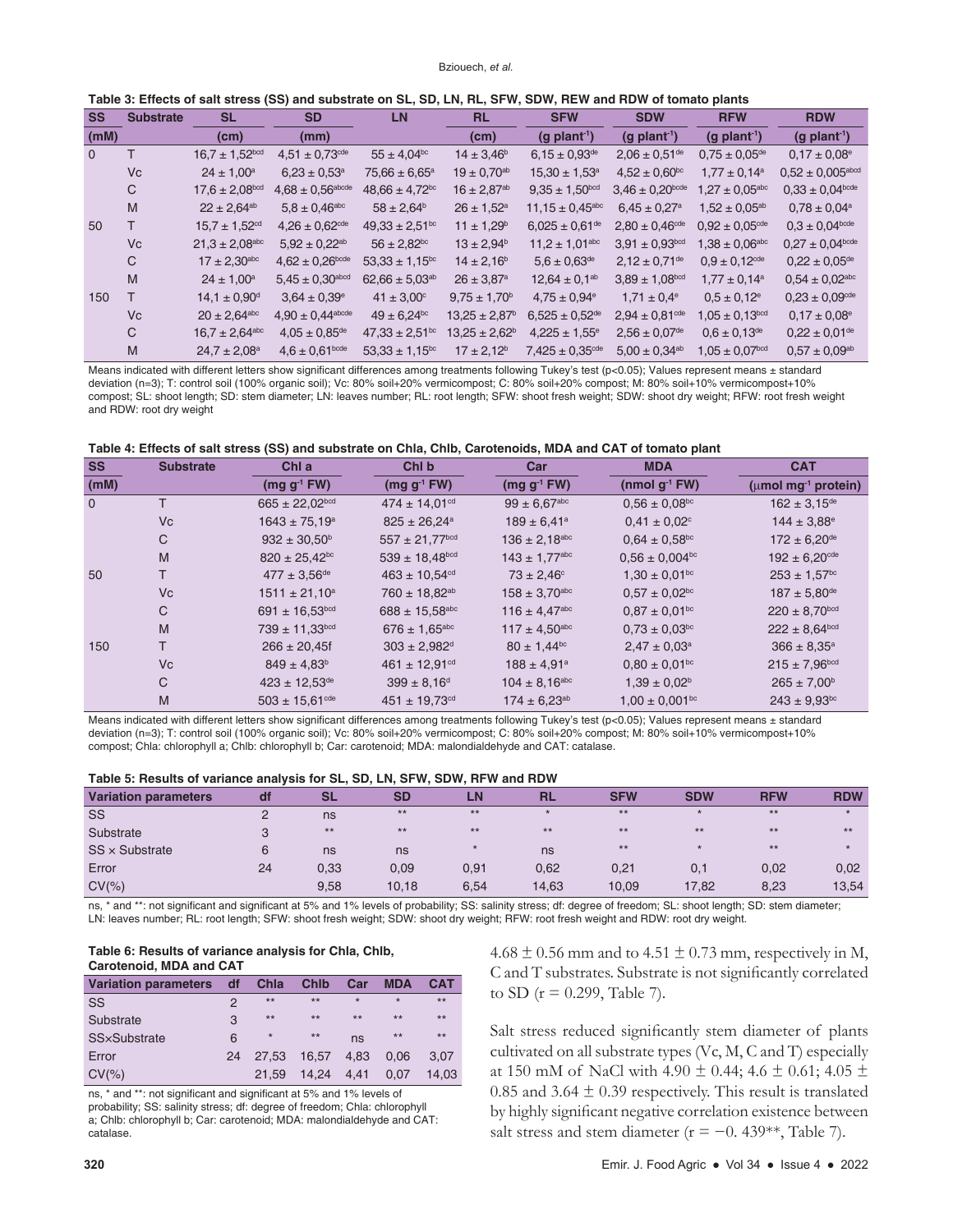**Table 3: Effects of salt stress (SS) and substrate on SL, SD, LN, RL, SFW, SDW, REW and RDW of tomato plants**

| SS (mM) | Substrate | SL (cm) | SD (mm) | LN | RL (cm) | SFW (g plant$^{-1}$) | SDW (g plant$^{-1}$) | RFW (g plant$^{-1}$) | RDW (g plant$^{-1}$) |
|---|---|---|---|---|---|---|---|---|---|
| 0 | T | 16,7 ± 1,52$^{bcd}$ | 4,51 ± 0,73$^{cde}$ | 55 ± 4,04$^{bc}$ | 14 ± 3,46$^{b}$ | 6,15 ± 0,93$^{de}$ | 2,06 ± 0,51$^{de}$ | 0,75 ± 0,05$^{de}$ | 0,17 ± 0,08$^{e}$ |
| | Vc | 24 ± 1,00$^{a}$ | 6,23 ± 0,53$^{a}$ | 75,66 ± 6,65$^{a}$ | 19 ± 0,70$^{ab}$ | 15,30 ± 1,53$^{a}$ | 4,52 ± 0,60$^{bc}$ | 1,77 ± 0,14$^{a}$ | 0,52 ± 0,005$^{abcd}$ |
| | C | 17,6 ± 2,08$^{bcd}$ | 4,68 ± 0,56$^{abcde}$ | 48,66 ± 4,72$^{bc}$ | 16 ± 2,87$^{ab}$ | 9,35 ± 1,50$^{bcd}$ | 3,46 ± 0,20$^{bcde}$ | 1,27 ± 0,05$^{abc}$ | 0,33 ± 0,04$^{bcde}$ |
| | M | 22 ± 2,64$^{ab}$ | 5,8 ± 0,46$^{abc}$ | 58 ± 2,64$^{b}$ | 26 ± 1,52$^{a}$ | 11,15 ± 0,45$^{abc}$ | 6,45 ± 0,27$^{a}$ | 1,52 ± 0,05$^{ab}$ | 0,78 ± 0,04$^{a}$ |
| 50 | T | 15,7 ± 1,52$^{cd}$ | 4,26 ± 0,62$^{cde}$ | 49,33 ± 2,51$^{bc}$ | 11 ± 1,29$^{b}$ | 6,025 ± 0,61$^{de}$ | 2,80 ± 0,46$^{cde}$ | 0,92 ± 0,05$^{cde}$ | 0,3 ± 0,04$^{bcde}$ |
| | Vc | 21,3 ± 2,08$^{abc}$ | 5,92 ± 0,22$^{ab}$ | 56 ± 2,82$^{bc}$ | 13 ± 2,94$^{b}$ | 11,2 ± 1,01$^{abc}$ | 3,91 ± 0,93$^{bcd}$ | 1,38 ± 0,06$^{abc}$ | 0,27 ± 0,04$^{bcde}$ |
| | C | 17 ± 2,30$^{abc}$ | 4,62 ± 0,26$^{bcde}$ | 53,33 ± 1,15$^{bc}$ | 14 ± 2,16$^{b}$ | 5,6 ± 0,63$^{de}$ | 2,12 ± 0,71$^{de}$ | 0,9 ± 0,12$^{cde}$ | 0,22 ± 0,05$^{de}$ |
| | M | 24 ± 1,00$^{a}$ | 5,45 ± 0,30$^{abcd}$ | 62,66 ± 5,03$^{ab}$ | 26 ± 3,87$^{a}$ | 12,64 ± 0,1$^{ab}$ | 3,89 ± 1,08$^{bcd}$ | 1,77 ± 0,14$^{a}$ | 0,54 ± 0,02$^{abc}$ |
| 150 | T | 14,1 ± 0,90$^{d}$ | 3,64 ± 0,39$^{e}$ | 41 ± 3,00$^{c}$ | 9,75 ± 1,70$^{b}$ | 4,75 ± 0,94$^{e}$ | 1,71 ± 0,4$^{e}$ | 0,5 ± 0,12$^{e}$ | 0,23 ± 0,09$^{cde}$ |
| | Vc | 20 ± 2,64$^{abc}$ | 4,90 ± 0,44$^{abcde}$ | 49 ± 6,24$^{bc}$ | 13,25 ± 2,87$^{b}$ | 6,525 ± 0,52$^{de}$ | 2,94 ± 0,81$^{cde}$ | 1,05 ± 0,13$^{bcd}$ | 0,17 ± 0,08$^{e}$ |
| | C | 16,7 ± 2,64$^{abc}$ | 4,05 ± 0,85$^{de}$ | 47,33 ± 2,51$^{bc}$ | 13,25 ± 2,62$^{b}$ | 4,225 ± 1,55$^{e}$ | 2,56 ± 0,07$^{de}$ | 0,6 ± 0,13$^{de}$ | 0,22 ± 0,01$^{de}$ |
| | M | 24,7 ± 2,08$^{a}$ | 4,6 ± 0,61$^{bcde}$ | 53,33 ± 1,15$^{bc}$ | 17 ± 2,12$^{b}$ | 7,425 ± 0,35$^{cde}$ | 5,00 ± 0,34$^{ab}$ | 1,05 ± 0,07$^{bcd}$ | 0,57 ± 0,09$^{ab}$ |

Means indicated with different letters show significant differences among treatments following Tukey's test (p<0.05); Values represent means ± standard deviation (n=3); T: control soil (100% organic soil); Vc: 80% soil+20% vermicompost; C: 80% soil+20% compost; M: 80% soil+10% vermicompost+10% compost; SL: shoot length; SD: stem diameter; LN: leaves number; RL: root length; SFW: shoot fresh weight; SDW: shoot dry weight; RFW: root fresh weight and RDW: root dry weight

**Table 4: Effects of salt stress (SS) and substrate on Chla, Chlb, Carotenoids, MDA and CAT of tomato plant**

| SS (mM) | Substrate | Chl a (mg g$^{-1}$ FW) | Chl b (mg g$^{-1}$ FW) | Car (mg g$^{-1}$ FW) | MDA (nmol g$^{-1}$ FW) | CAT (μmol mg$^{-1}$ protein) |
|---|---|---|---|---|---|---|
| 0 | T | 665 ± 22,02$^{bcd}$ | 474 ± 14,01$^{cd}$ | 99 ± 6,67$^{abc}$ | 0,56 ± 0,08$^{bc}$ | 162 ± 3,15$^{de}$ |
| | Vc | 1643 ± 75,19$^{a}$ | 825 ± 26,24$^{a}$ | 189 ± 6,41$^{a}$ | 0,41 ± 0,02$^{c}$ | 144 ± 3,88$^{e}$ |
| | C | 932 ± 30,50$^{b}$ | 557 ± 21,77$^{bcd}$ | 136 ± 2,18$^{abc}$ | 0,64 ± 0,58$^{bc}$ | 172 ± 6,20$^{de}$ |
| | M | 820 ± 25,42$^{bc}$ | 539 ± 18,48$^{bcd}$ | 143 ± 1,77$^{abc}$ | 0,56 ± 0,004$^{bc}$ | 192 ± 6,20$^{cde}$ |
| 50 | T | 477 ± 3,56$^{de}$ | 463 ± 10,54$^{cd}$ | 73 ± 2,46$^{c}$ | 1,30 ± 0,01$^{bc}$ | 253 ± 1,57$^{bc}$ |
| | Vc | 1511 ± 21,10$^{a}$ | 760 ± 18,82$^{ab}$ | 158 ± 3,70$^{abc}$ | 0,57 ± 0,02$^{bc}$ | 187 ± 5,80$^{de}$ |
| | C | 691 ± 16,53$^{bcd}$ | 688 ± 15,58$^{abc}$ | 116 ± 4,47$^{abc}$ | 0,87 ± 0,01$^{bc}$ | 220 ± 8,70$^{bcd}$ |
| | M | 739 ± 11,33$^{bcd}$ | 676 ± 1,65$^{abc}$ | 117 ± 4,50$^{abc}$ | 0,73 ± 0,03$^{bc}$ | 222 ± 8,64$^{bcd}$ |
| 150 | T | 266 ± 20,45f | 303 ± 2,982$^{d}$ | 80 ± 1,44$^{bc}$ | 2,47 ± 0,03$^{a}$ | 366 ± 8,35$^{a}$ |
| | Vc | 849 ± 4,83$^{b}$ | 461 ± 12,91$^{cd}$ | 188 ± 4,91$^{a}$ | 0,80 ± 0,01$^{bc}$ | 215 ± 7,96$^{bcd}$ |
| | C | 423 ± 12,53$^{de}$ | 399 ± 8,16$^{d}$ | 104 ± 8,16$^{abc}$ | 1,39 ± 0,02$^{b}$ | 265 ± 7,00$^{b}$ |
| | M | 503 ± 15,61$^{cde}$ | 451 ± 19,73$^{cd}$ | 174 ± 6,23$^{ab}$ | 1,00 ± 0,001$^{bc}$ | 243 ± 9,93$^{bc}$ |

Means indicated with different letters show significant differences among treatments following Tukey's test (p<0.05); Values represent means ± standard deviation (n=3); T: control soil (100% organic soil); Vc: 80% soil+20% vermicompost; C: 80% soil+20% compost; M: 80% soil+10% vermicompost+10% compost; Chla: chlorophyll a; Chlb: chlorophyll b; Car: carotenoid; MDA: malondialdehyde and CAT: catalase.

**Table 5: Results of variance analysis for SL, SD, LN, SFW, SDW, RFW and RDW**

| Variation parameters | df | SL | SD | LN | RL | SFW | SDW | RFW | RDW |
|---|---|---|---|---|---|---|---|---|---|
| SS | 2 | ns | ** | ** | * | ** | * | ** | * |
| Substrate | 3 | ** | ** | ** | ** | ** | ** | ** | ** |
| SS × Substrate | 6 | ns | ns | * | ns | ** | * | ** | * |
| Error | 24 | 0,33 | 0,09 | 0,91 | 0,62 | 0,21 | 0,1 | 0,02 | 0,02 |
| CV(%) | | 9,58 | 10,18 | 6,54 | 14,63 | 10,09 | 17,82 | 8,23 | 13,54 |

ns, * and **: not significant and significant at 5% and 1% levels of probability; SS: salinity stress; df: degree of freedom; SL: shoot length; SD: stem diameter; LN: leaves number; RL: root length; SFW: shoot fresh weight; SDW: shoot dry weight; RFW: root fresh weight and RDW: root dry weight.

**Table 6: Results of variance analysis for Chla, Chlb, Carotenoid, MDA and CAT**

| Variation parameters | df | Chla | Chlb | Car | MDA | CAT |
|---|---|---|---|---|---|---|
| SS | 2 | ** | ** | * | * | ** |
| Substrate | 3 | ** | ** | ** | ** | ** |
| SS×Substrate | 6 | * | ** | ns | ** | ** |
| Error | 24 | 27,53 | 16,57 | 4,83 | 0,06 | 3,07 |
| CV(%) | | 21,59 | 14,24 | 4,41 | 0,07 | 14,03 |

ns, * and **: not significant and significant at 5% and 1% levels of probability; SS: salinity stress; df: degree of freedom; Chla: chlorophyll a; Chlb: chlorophyll b; Car: carotenoid; MDA: malondialdehyde and CAT: catalase.

4.68 ± 0.56 mm and to 4.51 ± 0.73 mm, respectively in M, C and T substrates. Substrate is not significantly correlated to SD (r = 0.299, Table 7).

Salt stress reduced significantly stem diameter of plants cultivated on all substrate types (Vc, M, C and T) especially at 150 mM of NaCl with 4.90 ± 0.44; 4.6 ± 0.61; 4.05 ± 0.85 and 3.64 ± 0.39 respectively. This result is translated by highly significant negative correlation existence between salt stress and stem diameter (r = −0. 439**, Table 7).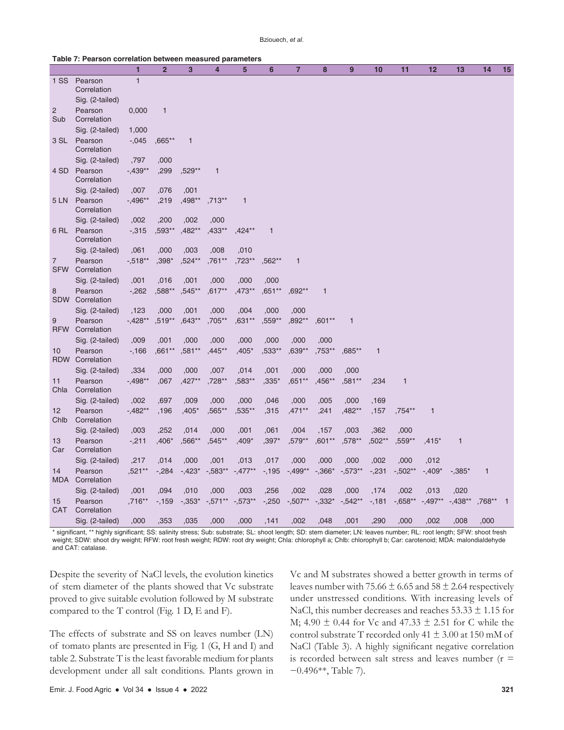**Table 7: Pearson correlation between measured parameters**

| | | 1 | 2 | 3 | 4 | 5 | 6 | 7 | 8 | 9 | 10 | 11 | 12 | 13 | 14 | 15 |
|---|---|---|---|---|---|---|---|---|---|---|---|---|---|---|---|---|
| 1 SS | Pearson Correlation | 1 | | | | | | | | | | | | | | |
| | Sig. (2-tailed) | | | | | | | | | | | | | | | |
| 2 Sub | Pearson Correlation | 0,000 | 1 | | | | | | | | | | | | | |
| | Sig. (2-tailed) | 1,000 | | | | | | | | | | | | | | |
| 3 SL | Pearson Correlation | -,045 | ,665** | 1 | | | | | | | | | | | | |
| | Sig. (2-tailed) | ,797 | ,000 | | | | | | | | | | | | | |
| 4 SD | Pearson Correlation | -,439** | ,299 | ,529** | 1 | | | | | | | | | | | |
| | Sig. (2-tailed) | ,007 | ,076 | ,001 | | | | | | | | | | | | |
| 5 LN | Pearson Correlation | -,496** | ,219 | ,498** | ,713** | 1 | | | | | | | | | | |
| | Sig. (2-tailed) | ,002 | ,200 | ,002 | ,000 | | | | | | | | | | | |
| 6 RL | Pearson Correlation | -,315 | ,593** | ,482** | ,433** | ,424** | 1 | | | | | | | | | |
| | Sig. (2-tailed) | ,061 | ,000 | ,003 | ,008 | ,010 | | | | | | | | | | |
| 7 SFW | Pearson Correlation | -,518** | ,398* | ,524** | ,761** | ,723** | ,562** | 1 | | | | | | | | |
| | Sig. (2-tailed) | ,001 | ,016 | ,001 | ,000 | ,000 | ,000 | | | | | | | | | |
| 8 SDW | Pearson Correlation | -,262 | ,588** | ,545** | ,617** | ,473** | ,651** | ,692** | 1 | | | | | | | |
| | Sig. (2-tailed) | ,123 | ,000 | ,001 | ,000 | ,004 | ,000 | ,000 | | | | | | | | |
| 9 RFW | Pearson Correlation | -,428** | ,519** | ,643** | ,705** | ,631** | ,559** | ,892** | ,601** | 1 | | | | | | |
| | Sig. (2-tailed) | ,009 | ,001 | ,000 | ,000 | ,000 | ,000 | ,000 | ,000 | | | | | | | |
| 10 RDW | Pearson Correlation | -,166 | ,661** | ,581** | ,445** | ,405* | ,533** | ,639** | ,753** | ,685** | 1 | | | | | |
| | Sig. (2-tailed) | ,334 | ,000 | ,000 | ,007 | ,014 | ,001 | ,000 | ,000 | ,000 | | | | | | |
| 11 Chla | Pearson Correlation | -,498** | ,067 | ,427** | ,728** | ,583** | ,335* | ,651** | ,456** | ,581** | ,234 | 1 | | | | |
| | Sig. (2-tailed) | ,002 | ,697 | ,009 | ,000 | ,000 | ,046 | ,000 | ,005 | ,000 | ,169 | | | | | |
| 12 Chlb | Pearson Correlation | -,482** | ,196 | ,405* | ,565** | ,535** | ,315 | ,471** | ,241 | ,482** | ,157 | ,754** | 1 | | | |
| | Sig. (2-tailed) | ,003 | ,252 | ,014 | ,000 | ,001 | ,061 | ,004 | ,157 | ,003 | ,362 | ,000 | | | | |
| 13 Car | Pearson Correlation | -,211 | ,406* | ,566** | ,545** | ,409* | ,397* | ,579** | ,601** | ,578** | ,502** | ,559** | ,415* | 1 | | |
| | Sig. (2-tailed) | ,217 | ,014 | ,000 | ,001 | ,013 | ,017 | ,000 | ,000 | ,000 | ,002 | ,000 | ,012 | | | |
| 14 MDA | Pearson Correlation | ,521** | -,284 | -,423* | -,583** | -,477** | -,195 | -,499** | -,366* | -,573** | -,231 | -,502** | -,409* | -,385* | 1 | |
| | Sig. (2-tailed) | ,001 | ,094 | ,010 | ,000 | ,003 | ,256 | ,002 | ,028 | ,000 | ,174 | ,002 | ,013 | ,020 | | |
| 15 CAT | Pearson Correlation | ,716** | -,159 | -,353* | -,571** | -,573** | -,250 | -,507** | -,332* | -,542** | -,181 | -,658** | -,497** | -,438** | ,768** | 1 |
| | Sig. (2-tailed) | ,000 | ,353 | ,035 | ,000 | ,000 | ,141 | ,002 | ,048 | ,001 | ,290 | ,000 | ,002 | ,008 | ,000 | |

\* significant, ** highly significant; SS: salinity stress; Sub: substrate; SL: shoot length; SD: stem diameter; LN: leaves number; RL: root length; SFW: shoot fresh weight; SDW: shoot dry weight; RFW: root fresh weight; RDW: root dry weight; Chla: chlorophyll a; Chlb: chlorophyll b; Car: carotenoid; MDA: malondialdehyde and CAT: catalase.

Despite the severity of NaCl levels, the evolution kinetics of stem diameter of the plants showed that Vc substrate proved to give suitable evolution followed by M substrate compared to the T control (Fig. 1 D, E and F).

The effects of substrate and SS on leaves number (LN) of tomato plants are presented in Fig. 1 (G, H and I) and table 2. Substrate T is the least favorable medium for plants development under all salt conditions. Plants grown in Vc and M substrates showed a better growth in terms of leaves number with $75.66 \pm 6.65$ and $58 \pm 2.64$ respectively under unstressed conditions. With increasing levels of NaCl, this number decreases and reaches $53.33 \pm 1.15$ for M; $4.90 \pm 0.44$ for Vc and $47.33 \pm 2.51$ for C while the control substrate T recorded only $41 \pm 3.00$ at 150 mM of NaCl (Table 3). A highly significant negative correlation is recorded between salt stress and leaves number ($r = -0.496$**, Table 7).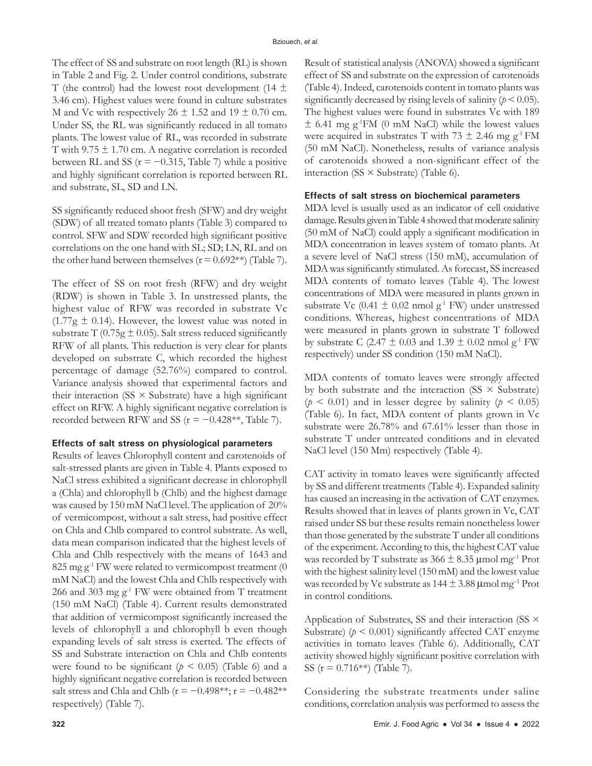The effect of SS and substrate on root length (RL) is shown in Table 2 and Fig. 2. Under control conditions, substrate T (the control) had the lowest root development (14 ± 3.46 cm). Highest values were found in culture substrates M and Vc with respectively 26 ± 1.52 and 19 ± 0.70 cm. Under SS, the RL was significantly reduced in all tomato plants. The lowest value of RL, was recorded in substrate T with 9.75 ± 1.70 cm. A negative correlation is recorded between RL and SS (r = −0.315, Table 7) while a positive and highly significant correlation is reported between RL and substrate, SL, SD and LN.

SS significantly reduced shoot fresh (SFW) and dry weight (SDW) of all treated tomato plants (Table 3) compared to control. SFW and SDW recorded high significant positive correlations on the one hand with SL; SD; LN, RL and on the other hand between themselves (r = 0.692**) (Table 7).

The effect of SS on root fresh (RFW) and dry weight (RDW) is shown in Table 3. In unstressed plants, the highest value of RFW was recorded in substrate Vc (1.77g ± 0.14). However, the lowest value was noted in substrate T (0.75g ± 0.05). Salt stress reduced significantly RFW of all plants. This reduction is very clear for plants developed on substrate C, which recorded the highest percentage of damage (52.76%) compared to control. Variance analysis showed that experimental factors and their interaction (SS × Substrate) have a high significant effect on RFW. A highly significant negative correlation is recorded between RFW and SS (r = −0.428**, Table 7).

### Effects of salt stress on physiological parameters

Results of leaves Chlorophyll content and carotenoids of salt-stressed plants are given in Table 4. Plants exposed to NaCl stress exhibited a significant decrease in chlorophyll a (Chla) and chlorophyll b (Chlb) and the highest damage was caused by 150 mM NaCl level. The application of 20% of vermicompost, without a salt stress, had positive effect on Chla and Chlb compared to control substrate. As well, data mean comparison indicated that the highest levels of Chla and Chlb respectively with the means of 1643 and 825 mg $g^{-1}$ FW were related to vermicompost treatment (0 mM NaCl) and the lowest Chla and Chlb respectively with 266 and 303 mg $g^{-1}$ FW were obtained from T treatment (150 mM NaCl) (Table 4). Current results demonstrated that addition of vermicompost significantly increased the levels of chlorophyll a and chlorophyll b even though expanding levels of salt stress is exerted. The effects of SS and Substrate interaction on Chla and Chlb contents were found to be significant ($p < 0.05$) (Table 6) and a highly significant negative correlation is recorded between salt stress and Chla and Chlb (r = −0.498**; r = −0.482** respectively) (Table 7).

Result of statistical analysis (ANOVA) showed a significant effect of SS and substrate on the expression of carotenoids (Table 4). Indeed, carotenoids content in tomato plants was significantly decreased by rising levels of salinity ($p < 0.05$). The highest values were found in substrates Vc with 189 ± 6.41 mg $g^{-1}$FM (0 mM NaCl) while the lowest values were acquired in substrates T with 73 ± 2.46 mg $g^{-1}$ FM (50 mM NaCl). Nonetheless, results of variance analysis of carotenoids showed a non-significant effect of the interaction (SS × Substrate) (Table 6).

### Effects of salt stress on biochemical parameters

MDA level is usually used as an indicator of cell oxidative damage. Results given in Table 4 showed that moderate salinity (50 mM of NaCl) could apply a significant modification in MDA concentration in leaves system of tomato plants. At a severe level of NaCl stress (150 mM), accumulation of MDA was significantly stimulated. As forecast, SS increased MDA contents of tomato leaves (Table 4). The lowest concentrations of MDA were measured in plants grown in substrate Vc (0.41 ± 0.02 nmol $g^{-1}$ FW) under unstressed conditions. Whereas, highest concentrations of MDA were measured in plants grown in substrate T followed by substrate C (2.47 ± 0.03 and 1.39 ± 0.02 nmol $g^{-1}$ FW respectively) under SS condition (150 mM NaCl).

MDA contents of tomato leaves were strongly affected by both substrate and the interaction (SS × Substrate) ($p < 0.01$) and in lesser degree by salinity ($p < 0.05$) (Table 6). In fact, MDA content of plants grown in Vc substrate were 26.78% and 67.61% lesser than those in substrate T under untreated conditions and in elevated NaCl level (150 Mm) respectively (Table 4).

CAT activity in tomato leaves were significantly affected by SS and different treatments (Table 4). Expanded salinity has caused an increasing in the activation of CAT enzymes. Results showed that in leaves of plants grown in Vc, CAT raised under SS but these results remain nonetheless lower than those generated by the substrate T under all conditions of the experiment. According to this, the highest CAT value was recorded by T substrate as 366 ± 8.35 μmol $mg^{-1}$ Prot with the highest salinity level (150 mM) and the lowest value was recorded by Vc substrate as 144 ± 3.88 μmol $mg^{-1}$ Prot in control conditions.

Application of Substrates, SS and their interaction (SS × Substrate) ($p < 0.001$) significantly affected CAT enzyme activities in tomato leaves (Table 6). Additionally, CAT activity showed highly significant positive correlation with SS (r = 0.716**) (Table 7).

Considering the substrate treatments under saline conditions, correlation analysis was performed to assess the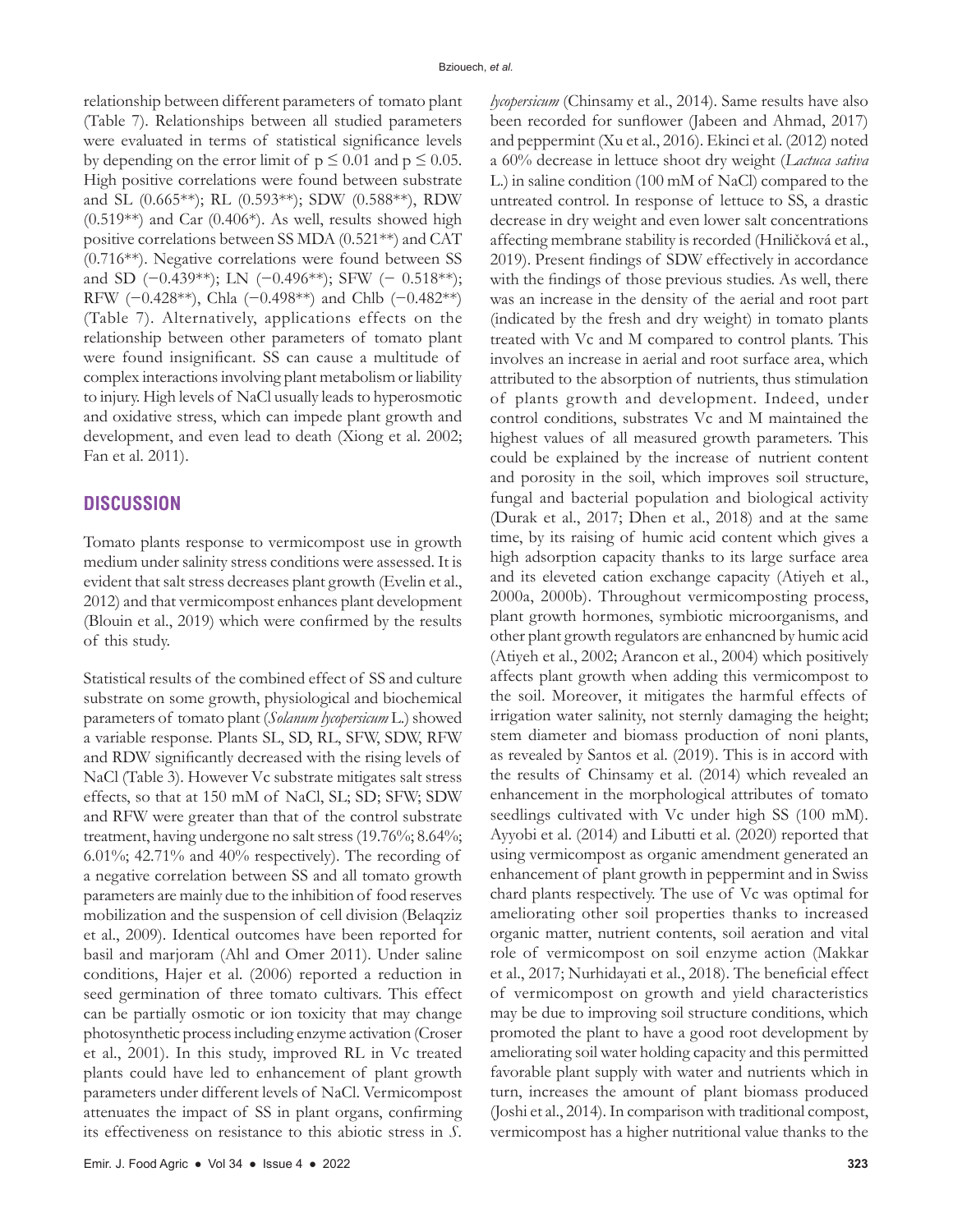relationship between different parameters of tomato plant (Table 7). Relationships between all studied parameters were evaluated in terms of statistical significance levels by depending on the error limit of $p \leq 0.01$ and $p \leq 0.05$. High positive correlations were found between substrate and SL (0.665**); RL (0.593**); SDW (0.588**), RDW (0.519**) and Car (0.406*). As well, results showed high positive correlations between SS MDA (0.521**) and CAT (0.716**). Negative correlations were found between SS and SD (−0.439**); LN (−0.496**); SFW (− 0.518**); RFW (−0.428**), Chla (−0.498**) and Chlb (−0.482**) (Table 7). Alternatively, applications effects on the relationship between other parameters of tomato plant were found insignificant. SS can cause a multitude of complex interactions involving plant metabolism or liability to injury. High levels of NaCl usually leads to hyperosmotic and oxidative stress, which can impede plant growth and development, and even lead to death (Xiong et al. 2002; Fan et al. 2011).

## DISCUSSION

Tomato plants response to vermicompost use in growth medium under salinity stress conditions were assessed. It is evident that salt stress decreases plant growth (Evelin et al., 2012) and that vermicompost enhances plant development (Blouin et al., 2019) which were confirmed by the results of this study.

Statistical results of the combined effect of SS and culture substrate on some growth, physiological and biochemical parameters of tomato plant (*Solanum lycopersicum* L.) showed a variable response. Plants SL, SD, RL, SFW, SDW, RFW and RDW significantly decreased with the rising levels of NaCl (Table 3). However Vc substrate mitigates salt stress effects, so that at 150 mM of NaCl, SL; SD; SFW; SDW and RFW were greater than that of the control substrate treatment, having undergone no salt stress (19.76%; 8.64%; 6.01%; 42.71% and 40% respectively). The recording of a negative correlation between SS and all tomato growth parameters are mainly due to the inhibition of food reserves mobilization and the suspension of cell division (Belaqziz et al., 2009). Identical outcomes have been reported for basil and marjoram (Ahl and Omer 2011). Under saline conditions, Hajer et al. (2006) reported a reduction in seed germination of three tomato cultivars. This effect can be partially osmotic or ion toxicity that may change photosynthetic process including enzyme activation (Croser et al., 2001). In this study, improved RL in Vc treated plants could have led to enhancement of plant growth parameters under different levels of NaCl. Vermicompost attenuates the impact of SS in plant organs, confirming its effectiveness on resistance to this abiotic stress in *S. lycopersicum* (Chinsamy et al., 2014). Same results have also been recorded for sunflower (Jabeen and Ahmad, 2017) and peppermint (Xu et al., 2016). Ekinci et al. (2012) noted a 60% decrease in lettuce shoot dry weight (*Lactuca sativa* L.) in saline condition (100 mM of NaCl) compared to the untreated control. In response of lettuce to SS, a drastic decrease in dry weight and even lower salt concentrations affecting membrane stability is recorded (Hniličková et al., 2019). Present findings of SDW effectively in accordance with the findings of those previous studies. As well, there was an increase in the density of the aerial and root part (indicated by the fresh and dry weight) in tomato plants treated with Vc and M compared to control plants. This involves an increase in aerial and root surface area, which attributed to the absorption of nutrients, thus stimulation of plants growth and development. Indeed, under control conditions, substrates Vc and M maintained the highest values of all measured growth parameters. This could be explained by the increase of nutrient content and porosity in the soil, which improves soil structure, fungal and bacterial population and biological activity (Durak et al., 2017; Dhen et al., 2018) and at the same time, by its raising of humic acid content which gives a high adsorption capacity thanks to its large surface area and its eleveted cation exchange capacity (Atiyeh et al., 2000a, 2000b). Throughout vermicomposting process, plant growth hormones, symbiotic microorganisms, and other plant growth regulators are enhancned by humic acid (Atiyeh et al., 2002; Arancon et al., 2004) which positively affects plant growth when adding this vermicompost to the soil. Moreover, it mitigates the harmful effects of irrigation water salinity, not sternly damaging the height; stem diameter and biomass production of noni plants, as revealed by Santos et al. (2019). This is in accord with the results of Chinsamy et al. (2014) which revealed an enhancement in the morphological attributes of tomato seedlings cultivated with Vc under high SS (100 mM). Ayyobi et al. (2014) and Libutti et al. (2020) reported that using vermicompost as organic amendment generated an enhancement of plant growth in peppermint and in Swiss chard plants respectively. The use of Vc was optimal for ameliorating other soil properties thanks to increased organic matter, nutrient contents, soil aeration and vital role of vermicompost on soil enzyme action (Makkar et al., 2017; Nurhidayati et al., 2018). The beneficial effect of vermicompost on growth and yield characteristics may be due to improving soil structure conditions, which promoted the plant to have a good root development by ameliorating soil water holding capacity and this permitted favorable plant supply with water and nutrients which in turn, increases the amount of plant biomass produced (Joshi et al., 2014). In comparison with traditional compost, vermicompost has a higher nutritional value thanks to the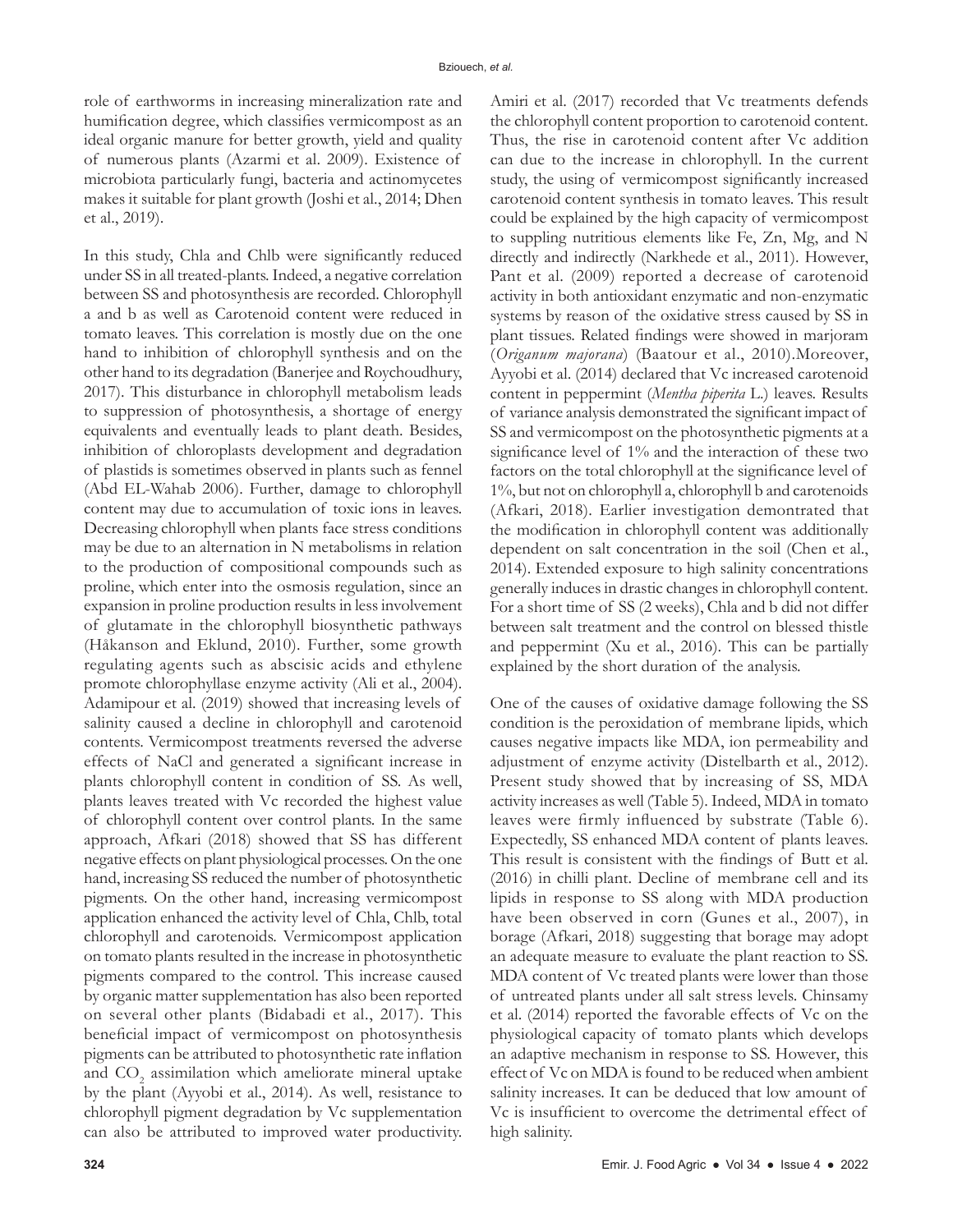role of earthworms in increasing mineralization rate and humification degree, which classifies vermicompost as an ideal organic manure for better growth, yield and quality of numerous plants (Azarmi et al. 2009). Existence of microbiota particularly fungi, bacteria and actinomycetes makes it suitable for plant growth (Joshi et al., 2014; Dhen et al., 2019).

In this study, Chla and Chlb were significantly reduced under SS in all treated-plants. Indeed, a negative correlation between SS and photosynthesis are recorded. Chlorophyll a and b as well as Carotenoid content were reduced in tomato leaves. This correlation is mostly due on the one hand to inhibition of chlorophyll synthesis and on the other hand to its degradation (Banerjee and Roychoudhury, 2017). This disturbance in chlorophyll metabolism leads to suppression of photosynthesis, a shortage of energy equivalents and eventually leads to plant death. Besides, inhibition of chloroplasts development and degradation of plastids is sometimes observed in plants such as fennel (Abd EL-Wahab 2006). Further, damage to chlorophyll content may due to accumulation of toxic ions in leaves. Decreasing chlorophyll when plants face stress conditions may be due to an alternation in N metabolisms in relation to the production of compositional compounds such as proline, which enter into the osmosis regulation, since an expansion in proline production results in less involvement of glutamate in the chlorophyll biosynthetic pathways (Håkanson and Eklund, 2010). Further, some growth regulating agents such as abscisic acids and ethylene promote chlorophyllase enzyme activity (Ali et al., 2004). Adamipour et al. (2019) showed that increasing levels of salinity caused a decline in chlorophyll and carotenoid contents. Vermicompost treatments reversed the adverse effects of NaCl and generated a significant increase in plants chlorophyll content in condition of SS. As well, plants leaves treated with Vc recorded the highest value of chlorophyll content over control plants. In the same approach, Afkari (2018) showed that SS has different negative effects on plant physiological processes. On the one hand, increasing SS reduced the number of photosynthetic pigments. On the other hand, increasing vermicompost application enhanced the activity level of Chla, Chlb, total chlorophyll and carotenoids. Vermicompost application on tomato plants resulted in the increase in photosynthetic pigments compared to the control. This increase caused by organic matter supplementation has also been reported on several other plants (Bidabadi et al., 2017). This beneficial impact of vermicompost on photosynthesis pigments can be attributed to photosynthetic rate inflation and $CO_2$ assimilation which ameliorate mineral uptake by the plant (Ayyobi et al., 2014). As well, resistance to chlorophyll pigment degradation by Vc supplementation can also be attributed to improved water productivity. Amiri et al. (2017) recorded that Vc treatments defends the chlorophyll content proportion to carotenoid content. Thus, the rise in carotenoid content after Vc addition can due to the increase in chlorophyll. In the current study, the using of vermicompost significantly increased carotenoid content synthesis in tomato leaves. This result could be explained by the high capacity of vermicompost to suppling nutritious elements like Fe, Zn, Mg, and N directly and indirectly (Narkhede et al., 2011). However, Pant et al. (2009) reported a decrease of carotenoid activity in both antioxidant enzymatic and non-enzymatic systems by reason of the oxidative stress caused by SS in plant tissues. Related findings were showed in marjoram (*Origanum majorana*) (Baatour et al., 2010).Moreover, Ayyobi et al. (2014) declared that Vc increased carotenoid content in peppermint (*Mentha piperita* L.) leaves. Results of variance analysis demonstrated the significant impact of SS and vermicompost on the photosynthetic pigments at a significance level of 1% and the interaction of these two factors on the total chlorophyll at the significance level of 1%, but not on chlorophyll a, chlorophyll b and carotenoids (Afkari, 2018). Earlier investigation demonstrated that the modification in chlorophyll content was additionally dependent on salt concentration in the soil (Chen et al., 2014). Extended exposure to high salinity concentrations generally induces in drastic changes in chlorophyll content. For a short time of SS (2 weeks), Chla and b did not differ between salt treatment and the control on blessed thistle and peppermint (Xu et al., 2016). This can be partially explained by the short duration of the analysis.

One of the causes of oxidative damage following the SS condition is the peroxidation of membrane lipids, which causes negative impacts like MDA, ion permeability and adjustment of enzyme activity (Distelbarth et al., 2012). Present study showed that by increasing of SS, MDA activity increases as well (Table 5). Indeed, MDA in tomato leaves were firmly influenced by substrate (Table 6). Expectedly, SS enhanced MDA content of plants leaves. This result is consistent with the findings of Butt et al. (2016) in chilli plant. Decline of membrane cell and its lipids in response to SS along with MDA production have been observed in corn (Gunes et al., 2007), in borage (Afkari, 2018) suggesting that borage may adopt an adequate measure to evaluate the plant reaction to SS. MDA content of Vc treated plants were lower than those of untreated plants under all salt stress levels. Chinsamy et al. (2014) reported the favorable effects of Vc on the physiological capacity of tomato plants which develops an adaptive mechanism in response to SS. However, this effect of Vc on MDA is found to be reduced when ambient salinity increases. It can be deduced that low amount of Vc is insufficient to overcome the detrimental effect of high salinity.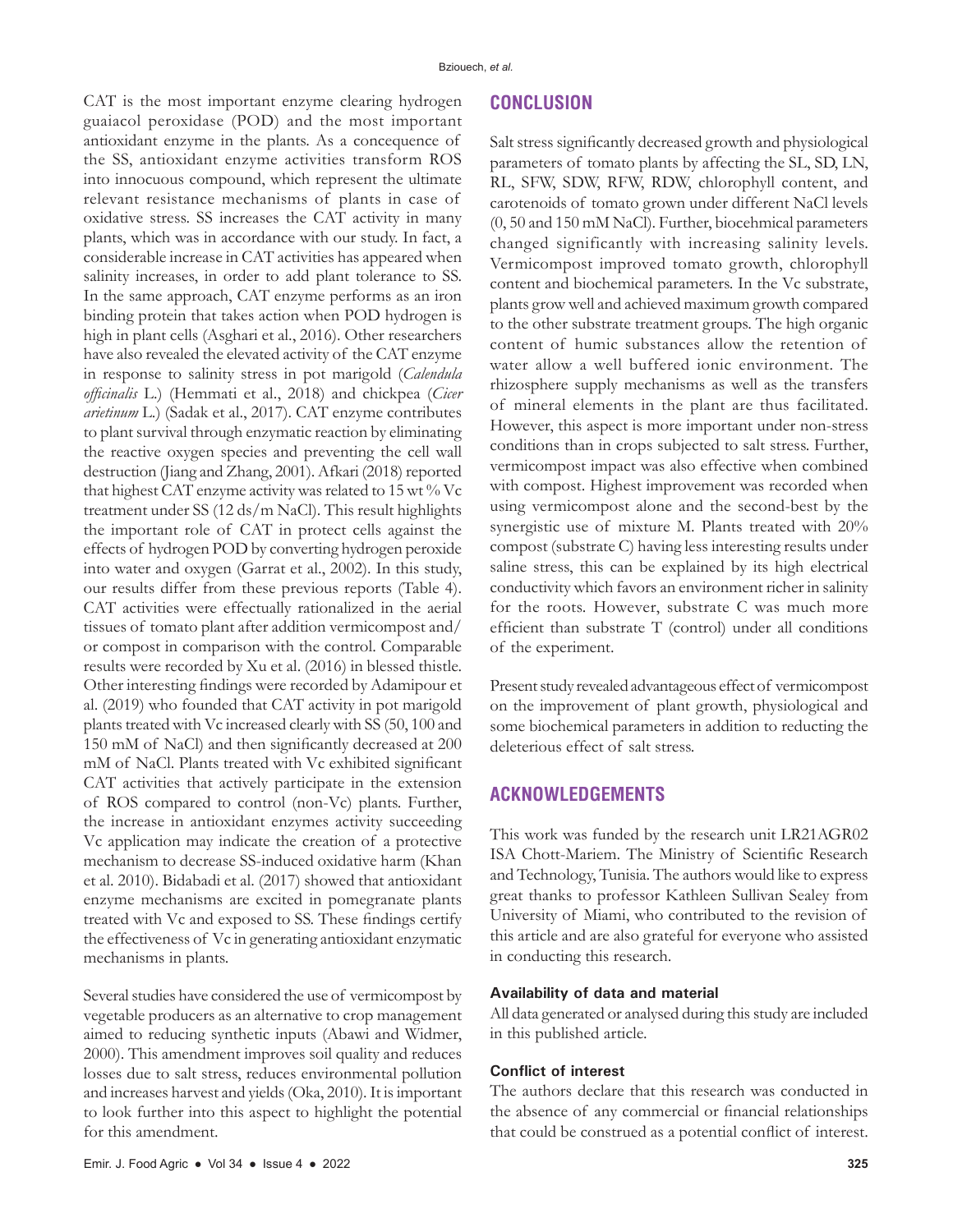CAT is the most important enzyme clearing hydrogen guaiacol peroxidase (POD) and the most important antioxidant enzyme in the plants. As a concequence of the SS, antioxidant enzyme activities transform ROS into innocuous compound, which represent the ultimate relevant resistance mechanisms of plants in case of oxidative stress. SS increases the CAT activity in many plants, which was in accordance with our study. In fact, a considerable increase in CAT activities has appeared when salinity increases, in order to add plant tolerance to SS. In the same approach, CAT enzyme performs as an iron binding protein that takes action when POD hydrogen is high in plant cells (Asghari et al., 2016). Other researchers have also revealed the elevated activity of the CAT enzyme in response to salinity stress in pot marigold (*Calendula officinalis* L.) (Hemmati et al., 2018) and chickpea (*Cicer arietinum* L.) (Sadak et al., 2017). CAT enzyme contributes to plant survival through enzymatic reaction by eliminating the reactive oxygen species and preventing the cell wall destruction (Jiang and Zhang, 2001). Afkari (2018) reported that highest CAT enzyme activity was related to 15 wt % Vc treatment under SS (12 ds/m NaCl). This result highlights the important role of CAT in protect cells against the effects of hydrogen POD by converting hydrogen peroxide into water and oxygen (Garrat et al., 2002). In this study, our results differ from these previous reports (Table 4). CAT activities were effectually rationalized in the aerial tissues of tomato plant after addition vermicompost and/or compost in comparison with the control. Comparable results were recorded by Xu et al. (2016) in blessed thistle. Other interesting findings were recorded by Adamipour et al. (2019) who founded that CAT activity in pot marigold plants treated with Vc increased clearly with SS (50, 100 and 150 mM of NaCl) and then significantly decreased at 200 mM of NaCl. Plants treated with Vc exhibited significant CAT activities that actively participate in the extension of ROS compared to control (non-Vc) plants. Further, the increase in antioxidant enzymes activity succeeding Vc application may indicate the creation of a protective mechanism to decrease SS-induced oxidative harm (Khan et al. 2010). Bidabadi et al. (2017) showed that antioxidant enzyme mechanisms are excited in pomegranate plants treated with Vc and exposed to SS. These findings certify the effectiveness of Vc in generating antioxidant enzymatic mechanisms in plants.

Several studies have considered the use of vermicompost by vegetable producers as an alternative to crop management aimed to reducing synthetic inputs (Abawi and Widmer, 2000). This amendment improves soil quality and reduces losses due to salt stress, reduces environmental pollution and increases harvest and yields (Oka, 2010). It is important to look further into this aspect to highlight the potential for this amendment.

## CONCLUSION

Salt stress significantly decreased growth and physiological parameters of tomato plants by affecting the SL, SD, LN, RL, SFW, SDW, RFW, RDW, chlorophyll content, and carotenoids of tomato grown under different NaCl levels (0, 50 and 150 mM NaCl). Further, biocehmical parameters changed significantly with increasing salinity levels. Vermicompost improved tomato growth, chlorophyll content and biochemical parameters. In the Vc substrate, plants grow well and achieved maximum growth compared to the other substrate treatment groups. The high organic content of humic substances allow the retention of water allow a well buffered ionic environment. The rhizosphere supply mechanisms as well as the transfers of mineral elements in the plant are thus facilitated. However, this aspect is more important under non-stress conditions than in crops subjected to salt stress. Further, vermicompost impact was also effective when combined with compost. Highest improvement was recorded when using vermicompost alone and the second-best by the synergistic use of mixture M. Plants treated with 20% compost (substrate C) having less interesting results under saline stress, this can be explained by its high electrical conductivity which favors an environment richer in salinity for the roots. However, substrate C was much more efficient than substrate T (control) under all conditions of the experiment.

Present study revealed advantageous effect of vermicompost on the improvement of plant growth, physiological and some biochemical parameters in addition to reducting the deleterious effect of salt stress.

## ACKNOWLEDGEMENTS

This work was funded by the research unit LR21AGR02 ISA Chott-Mariem. The Ministry of Scientific Research and Technology, Tunisia. The authors would like to express great thanks to professor Kathleen Sullivan Sealey from University of Miami, who contributed to the revision of this article and are also grateful for everyone who assisted in conducting this research.

### Availability of data and material

All data generated or analysed during this study are included in this published article.

### Conflict of interest

The authors declare that this research was conducted in the absence of any commercial or financial relationships that could be construed as a potential conflict of interest.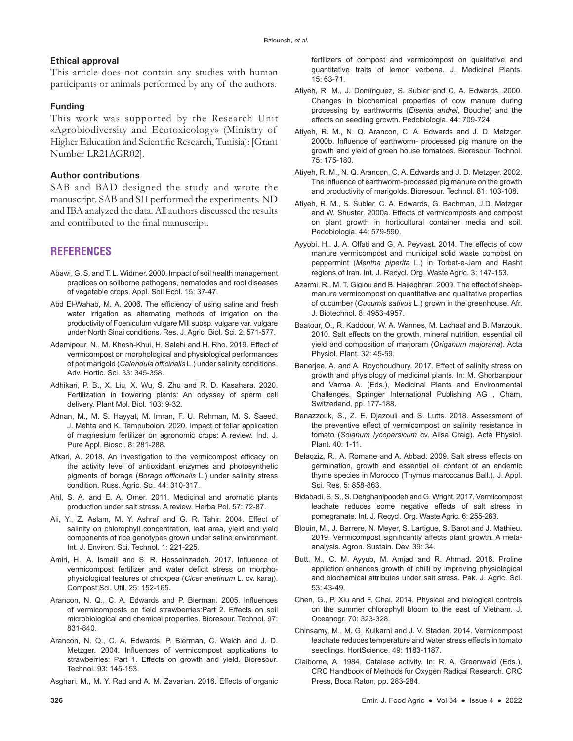### Ethical approval

This article does not contain any studies with human participants or animals performed by any of the authors.

### Funding

This work was supported by the Research Unit «Agrobiodiversity and Ecotoxicology» (Ministry of Higher Education and Scientific Research, Tunisia): [Grant Number LR21AGR02].

### Author contributions

SAB and BAD designed the study and wrote the manuscript. SAB and SH performed the experiments. ND and IBA analyzed the data. All authors discussed the results and contributed to the final manuscript.

## REFERENCES

Abawi, G. S. and T. L. Widmer. 2000. Impact of soil health management practices on soilborne pathogens, nematodes and root diseases of vegetable crops. Appl. Soil Ecol. 15: 37-47.

Abd El-Wahab, M. A. 2006. The efficiency of using saline and fresh water irrigation as alternating methods of irrigation on the productivity of Foeniculum vulgare Mill subsp. vulgare var. vulgare under North Sinai conditions. Res. J. Agric. Biol. Sci. 2: 571-577.

Adamipour, N., M. Khosh-Khui, H. Salehi and H. Rho. 2019. Effect of vermicompost on morphological and physiological performances of pot marigold (*Calendula officinalis* L.) under salinity conditions. Adv. Hortic. Sci. 33: 345-358.

Adhikari, P. B., X. Liu, X. Wu, S. Zhu and R. D. Kasahara. 2020. Fertilization in flowering plants: An odyssey of sperm cell delivery. Plant Mol. Biol. 103: 9-32.

Adnan, M., M. S. Hayyat, M. Imran, F. U. Rehman, M. S. Saeed, J. Mehta and K. Tampubolon. 2020. Impact of foliar application of magnesium fertilizer on agronomic crops: A review. Ind. J. Pure Appl. Biosci. 8: 281-288.

Afkari, A. 2018. An investigation to the vermicompost efficacy on the activity level of antioxidant enzymes and photosynthetic pigments of borage (*Borago officinalis* L.) under salinity stress condition. Russ. Agric. Sci. 44: 310-317.

Ahl, S. A. and E. A. Omer. 2011. Medicinal and aromatic plants production under salt stress. A review. Herba Pol. 57: 72-87.

Ali, Y., Z. Aslam, M. Y. Ashraf and G. R. Tahir. 2004. Effect of salinity on chlorophyll concentration, leaf area, yield and yield components of rice genotypes grown under saline environment. Int. J. Environ. Sci. Technol. 1: 221-225.

Amiri, H., A. Ismaili and S. R. Hosseinzadeh. 2017. Influence of vermicompost fertilizer and water deficit stress on morpho-physiological features of chickpea (*Cicer arietinum* L. cv. karaj). Compost Sci. Util. 25: 152-165.

Arancon, N. Q., C. A. Edwards and P. Bierman. 2005. Influences of vermicomposts on field strawberries:Part 2. Effects on soil microbiological and chemical properties. Bioresour. Technol. 97: 831-840.

Arancon, N. Q., C. A. Edwards, P. Bierman, C. Welch and J. D. Metzger. 2004. Influences of vermicompost applications to strawberries: Part 1. Effects on growth and yield. Bioresour. Technol. 93: 145-153.

Asghari, M., M. Y. Rad and A. M. Zavarian. 2016. Effects of organic fertilizers of compost and vermicompost on qualitative and quantitative traits of lemon verbena. J. Medicinal Plants. 15: 63-71.

Atiyeh, R. M., J. Domínguez, S. Subler and C. A. Edwards. 2000. Changes in biochemical properties of cow manure during processing by earthworms (*Eisenia andrei*, Bouche) and the effects on seedling growth. Pedobiologia. 44: 709-724.

Atiyeh, R. M., N. Q. Arancon, C. A. Edwards and J. D. Metzger. 2000b. Influence of earthworm- processed pig manure on the growth and yield of green house tomatoes. Bioresour. Technol. 75: 175-180.

Atiyeh, R. M., N. Q. Arancon, C. A. Edwards and J. D. Metzger. 2002. The influence of earthworm-processed pig manure on the growth and productivity of marigolds. Bioresour. Technol. 81: 103-108.

Atiyeh, R. M., S. Subler, C. A. Edwards, G. Bachman, J.D. Metzger and W. Shuster. 2000a. Effects of vermicomposts and compost on plant growth in horticultural container media and soil. Pedobiologia. 44: 579-590.

Ayyobi, H., J. A. Olfati and G. A. Peyvast. 2014. The effects of cow manure vermicompost and municipal solid waste compost on peppermint (*Mentha piperita* L.) in Torbat-e-Jam and Rasht regions of Iran. Int. J. Recycl. Org. Waste Agric. 3: 147-153.

Azarmi, R., M. T. Giglou and B. Hajieghrari. 2009. The effect of sheep-manure vermicompost on quantitative and qualitative properties of cucumber (*Cucumis sativus* L.) grown in the greenhouse. Afr. J. Biotechnol. 8: 4953-4957.

Baatour, O., R. Kaddour, W. A. Wannes, M. Lachaal and B. Marzouk. 2010. Salt effects on the growth, mineral nutrition, essential oil yield and composition of marjoram (*Origanum majorana*). Acta Physiol. Plant. 32: 45-59.

Banerjee, A. and A. Roychoudhury. 2017. Effect of salinity stress on growth and physiology of medicinal plants. In: M. Ghorbanpour and Varma A. (Eds.), Medicinal Plants and Environmental Challenges. Springer International Publishing AG , Cham, Switzerland, pp. 177-188.

Benazzouk, S., Z. E. Djazouli and S. Lutts. 2018. Assessment of the preventive effect of vermicompost on salinity resistance in tomato (*Solanum lycopersicum* cv. Ailsa Craig). Acta Physiol. Plant. 40: 1-11.

Belaqziz, R., A. Romane and A. Abbad. 2009. Salt stress effects on germination, growth and essential oil content of an endemic thyme species in Morocco (Thymus maroccanus Ball.). J. Appl. Sci. Res. 5: 858-863.

Bidabadi, S. S., S. Dehghanipoodeh and G. Wright. 2017. Vermicompost leachate reduces some negative effects of salt stress in pomegranate. Int. J. Recycl. Org. Waste Agric. 6: 255-263.

Blouin, M., J. Barrere, N. Meyer, S. Lartigue, S. Barot and J. Mathieu. 2019. Vermicompost significantly affects plant growth. A meta-analysis. Agron. Sustain. Dev. 39: 34.

Butt, M., C. M. Ayyub, M. Amjad and R. Ahmad. 2016. Proline appliction enhances growth of chilli by improving physiological and biochemical attributes under salt stress. Pak. J. Agric. Sci. 53: 43-49.

Chen, G., P. Xiu and F. Chai. 2014. Physical and biological controls on the summer chlorophyll bloom to the east of Vietnam. J. Oceanogr. 70: 323-328.

Chinsamy, M., M. G. Kulkarni and J. V. Staden. 2014. Vermicompost leachate reduces temperature and water stress effects in tomato seedlings. HortScience. 49: 1183-1187.

Claiborne, A. 1984. Catalase activity. In: R. A. Greenwald (Eds.), CRC Handbook of Methods for Oxygen Radical Research. CRC Press, Boca Raton, pp. 283-284.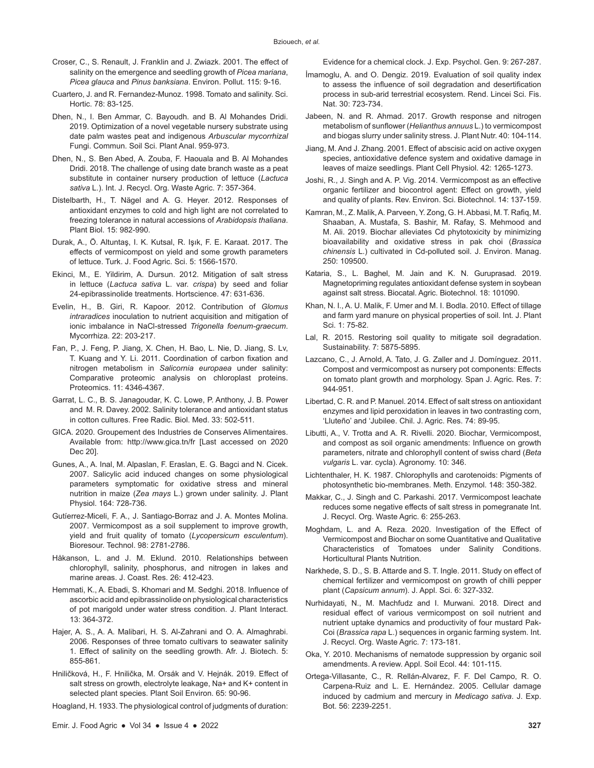Croser, C., S. Renault, J. Franklin and J. Zwiazk. 2001. The effect of salinity on the emergence and seedling growth of *Picea mariana*, *Picea glauca* and *Pinus banksiana*. Environ. Pollut. 115: 9-16.

Cuartero, J. and R. Fernandez-Munoz. 1998. Tomato and salinity. Sci. Hortic. 78: 83-125.

Dhen, N., I. Ben Ammar, C. Bayoudh. and B. Al Mohandes Dridi. 2019. Optimization of a novel vegetable nursery substrate using date palm wastes peat and indigenous *Arbuscular mycorrhizal* Fungi. Commun. Soil Sci. Plant Anal. 959-973.

Dhen, N., S. Ben Abed, A. Zouba, F. Haouala and B. Al Mohandes Dridi. 2018. The challenge of using date branch waste as a peat substitute in container nursery production of lettuce (*Lactuca sativa* L.). Int. J. Recycl. Org. Waste Agric. 7: 357-364.

Distelbarth, H., T. Nägel and A. G. Heyer. 2012. Responses of antioxidant enzymes to cold and high light are not correlated to freezing tolerance in natural accessions of *Arabidopsis thaliana*. Plant Biol. 15: 982-990.

Durak, A., Ö. Altuntaş, I. K. Kutsal, R. Işık, F. E. Karaat. 2017. The effects of vermicompost on yield and some growth parameters of lettuce. Turk. J. Food Agric. Sci. 5: 1566-1570.

Ekinci, M., E. Yildirim, A. Dursun. 2012. Mitigation of salt stress in lettuce (*Lactuca sativa* L. var. *crispa*) by seed and foliar 24-epibrassinolide treatments. Hortscience. 47: 631-636.

Evelin, H., B. Giri, R. Kapoor. 2012. Contribution of *Glomus intraradices* inoculation to nutrient acquisition and mitigation of ionic imbalance in NaCl-stressed *Trigonella foenum-graecum*. Mycorrhiza. 22: 203-217.

Fan, P., J. Feng, P. Jiang, X. Chen, H. Bao, L. Nie, D. Jiang, S. Lv, T. Kuang and Y. Li. 2011. Coordination of carbon fixation and nitrogen metabolism in *Salicornia europaea* under salinity: Comparative proteomic analysis on chloroplast proteins. Proteomics. 11: 4346-4367.

Garrat, L. C., B. S. Janagoudar, K. C. Lowe, P. Anthony, J. B. Power and M. R. Davey. 2002. Salinity tolerance and antioxidant status in cotton cultures. Free Radic. Biol. Med. 33: 502-511.

GICA. 2020. Groupement des Industries de Conserves Alimentaires. Available from: http://www.gica.tn/fr [Last accessed on 2020 Dec 20].

Gunes, A., A. Inal, M. Alpaslan, F. Eraslan, E. G. Bagci and N. Cicek. 2007. Salicylic acid induced changes on some physiological parameters symptomatic for oxidative stress and mineral nutrition in maize (*Zea mays* L.) grown under salinity. J. Plant Physiol. 164: 728-736.

Gutíerrez-Miceli, F. A., J. Santiago-Borraz and J. A. Montes Molina. 2007. Vermicompost as a soil supplement to improve growth, yield and fruit quality of tomato (*Lycopersicum esculentum*). Bioresour. Technol. 98: 2781-2786.

Håkanson, L. and J. M. Eklund. 2010. Relationships between chlorophyll, salinity, phosphorus, and nitrogen in lakes and marine areas. J. Coast. Res. 26: 412-423.

Hemmati, K., A. Ebadi, S. Khomari and M. Sedghi. 2018. Influence of ascorbic acid and epibrassinolide on physiological characteristics of pot marigold under water stress condition. J. Plant Interact. 13: 364-372.

Hajer, A. S., A. A. Malibari, H. S. Al-Zahrani and O. A. Almaghrabi. 2006. Responses of three tomato cultivars to seawater salinity 1. Effect of salinity on the seedling growth. Afr. J. Biotech. 5: 855-861.

Hniličková, H., F. Hnilička, M. Orsák and V. Hejnák. 2019. Effect of salt stress on growth, electrolyte leakage, Na+ and K+ content in selected plant species. Plant Soil Environ. 65: 90-96.

Hoagland, H. 1933. The physiological control of judgments of duration: Evidence for a chemical clock. J. Exp. Psychol. Gen. 9: 267-287.

İmamoglu, A. and O. Dengiz. 2019. Evaluation of soil quality index to assess the influence of soil degradation and desertification process in sub-arid terrestrial ecosystem. Rend. Lincei Sci. Fis. Nat. 30: 723-734.

Jabeen, N. and R. Ahmad. 2017. Growth response and nitrogen metabolism of sunflower (*Helianthus annuus* L.) to vermicompost and biogas slurry under salinity stress. J. Plant Nutr. 40: 104-114.

Jiang, M. And J. Zhang. 2001. Effect of abscisic acid on active oxygen species, antioxidative defence system and oxidative damage in leaves of maize seedlings. Plant Cell Physiol. 42: 1265-1273.

Joshi, R., J. Singh and A. P. Vig. 2014. Vermicompost as an effective organic fertilizer and biocontrol agent: Effect on growth, yield and quality of plants. Rev. Environ. Sci. Biotechnol. 14: 137-159.

Kamran, M., Z. Malik, A. Parveen, Y. Zong, G. H. Abbasi, M. T. Rafiq, M. Shaaban, A. Mustafa, S. Bashir, M. Rafay, S. Mehmood and M. Ali. 2019. Biochar alleviates Cd phytotoxicity by minimizing bioavailability and oxidative stress in pak choi (*Brassica chinensis* L.) cultivated in Cd-polluted soil. J. Environ. Manag. 250: 109500.

Kataria, S., L. Baghel, M. Jain and K. N. Guruprasad. 2019. Magnetopriming regulates antioxidant defense system in soybean against salt stress. Biocatal. Agric. Biotechnol. 18: 101090.

Khan, N. I., A. U. Malik, F. Umer and M. I. Bodla. 2010. Effect of tillage and farm yard manure on physical properties of soil. Int. J. Plant Sci. 1: 75-82.

Lal, R. 2015. Restoring soil quality to mitigate soil degradation. Sustainability. 7: 5875-5895.

Lazcano, C., J. Arnold, A. Tato, J. G. Zaller and J. Domínguez. 2011. Compost and vermicompost as nursery pot components: Effects on tomato plant growth and morphology. Span J. Agric. Res. 7: 944-951.

Libertad, C. R. and P. Manuel. 2014. Effect of salt stress on antioxidant enzymes and lipid peroxidation in leaves in two contrasting corn, 'Lluteño' and 'Jubilee. Chil. J. Agric. Res. 74: 89-95.

Libutti, A., V. Trotta and A. R. Rivelli. 2020. Biochar, Vermicompost, and compost as soil organic amendments: Influence on growth parameters, nitrate and chlorophyll content of swiss chard (*Beta vulgaris* L. var. cycla). Agronomy. 10: 346.

Lichtenthaler, H. K. 1987. Chlorophylls and carotenoids: Pigments of photosynthetic bio-membranes. Meth. Enzymol. 148: 350-382.

Makkar, C., J. Singh and C. Parkashi. 2017. Vermicompost leachate reduces some negative effects of salt stress in pomegranate Int. J. Recycl. Org. Waste Agric. 6: 255-263.

Moghdam, L. and A. Reza. 2020. Investigation of the Effect of Vermicompost and Biochar on some Quantitative and Qualitative Characteristics of Tomatoes under Salinity Conditions. Horticultural Plants Nutrition.

Narkhede, S. D., S. B. Attarde and S. T. Ingle. 2011. Study on effect of chemical fertilizer and vermicompost on growth of chilli pepper plant (*Capsicum annum*). J. Appl. Sci. 6: 327-332.

Nurhidayati, N., M. Machfudz and I. Murwani. 2018. Direct and residual effect of various vermicompost on soil nutrient and nutrient uptake dynamics and productivity of four mustard Pak-Coi (*Brassica rapa* L.) sequences in organic farming system. Int. J. Recycl. Org. Waste Agric. 7: 173-181.

Oka, Y. 2010. Mechanisms of nematode suppression by organic soil amendments. A review. Appl. Soil Ecol. 44: 101-115.

Ortega-Villasante, C., R. Rellán-Alvarez, F. F. Del Campo, R. O. Carpena-Ruiz and L. E. Hernández. 2005. Cellular damage induced by cadmium and mercury in *Medicago sativa*. J. Exp. Bot. 56: 2239-2251.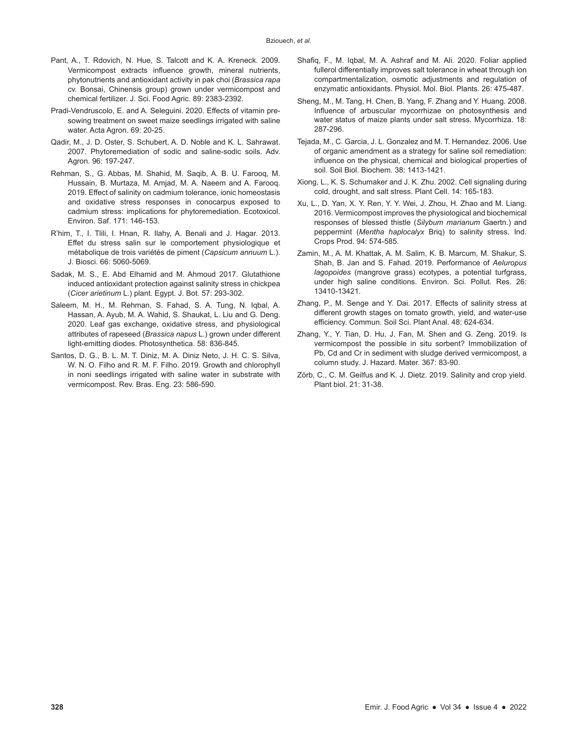Pant, A., T. Rdovich, N. Hue, S. Talcott and K. A. Kreneck. 2009. Vermicompost extracts influence growth, mineral nutrients, phytonutrients and antioxidant activity in pak choi (*Brassica rapa* cv. Bonsai, Chinensis group) grown under vermicompost and chemical fertilizer. J. Sci. Food Agric. 89: 2383-2392.

Pradi-Vendruscolo, E. and A. Seleguini. 2020. Effects of vitamin pre-sowing treatment on sweet maize seedlings irrigated with saline water. Acta Agron. 69: 20-25.

Qadir, M., J. D. Oster, S. Schubert, A. D. Noble and K. L. Sahrawat. 2007. Phytoremediation of sodic and saline-sodic soils. Adv. Agron. 96: 197-247.

Rehman, S., G. Abbas, M. Shahid, M. Saqib, A. B. U. Farooq, M. Hussain, B. Murtaza, M. Amjad, M. A. Naeem and A. Farooq. 2019. Effect of salinity on cadmium tolerance, ionic homeostasis and oxidative stress responses in conocarpus exposed to cadmium stress: implications for phytoremediation. Ecotoxicol. Environ. Saf. 171: 146-153.

R'him, T., I. Tlili, I. Hnan, R. Ilahy, A. Benali and J. Hagar. 2013. Effet du stress salin sur le comportement physiologique et métabolique de trois variétés de piment (*Capsicum annuum* L.). J. Biosci. 66: 5060-5069.

Sadak, M. S., E. Abd Elhamid and M. Ahmoud 2017. Glutathione induced antioxidant protection against salinity stress in chickpea (*Cicer arietinum* L.) plant. Egypt. J. Bot. 57: 293-302.

Saleem, M. H., M. Rehman, S. Fahad, S. A. Tung, N. Iqbal, A. Hassan, A. Ayub, M. A. Wahid, S. Shaukat, L. Liu and G. Deng. 2020. Leaf gas exchange, oxidative stress, and physiological attributes of rapeseed (*Brassica napus* L.) grown under different light-emitting diodes. Photosynthetica. 58: 836-845.

Santos, D. G., B. L. M. T. Diniz, M. A. Diniz Neto, J. H. C. S. Silva, W. N. O. Filho and R. M. F. Filho. 2019. Growth and chlorophyll in noni seedlings irrigated with saline water in substrate with vermicompost. Rev. Bras. Eng. 23: 586-590.

Shafiq, F., M. Iqbal, M. A. Ashraf and M. Ali. 2020. Foliar applied fullerol differentially improves salt tolerance in wheat through ion compartmentalization, osmotic adjustments and regulation of enzymatic antioxidants. Physiol. Mol. Biol. Plants. 26: 475-487.

Sheng, M., M. Tang, H. Chen, B. Yang, F. Zhang and Y. Huang. 2008. Influence of arbuscular mycorrhizae on photosynthesis and water status of maize plants under salt stress. Mycorrhiza. 18: 287-296.

Tejada, M., C. Garcia, J. L. Gonzalez and M. T. Hernandez. 2006. Use of organic amendment as a strategy for saline soil remediation: influence on the physical, chemical and biological properties of soil. Soil Biol. Biochem. 38: 1413-1421.

Xiong, L., K. S. Schumaker and J. K. Zhu. 2002. Cell signaling during cold, drought, and salt stress. Plant Cell. 14: 165-183.

Xu, L., D. Yan, X. Y. Ren, Y. Y. Wei, J. Zhou, H. Zhao and M. Liang. 2016. Vermicompost improves the physiological and biochemical responses of blessed thistle (*Silybum marianum* Gaertn.) and peppermint (*Mentha haplocalyx* Briq) to salinity stress. Ind. Crops Prod. 94: 574-585.

Zamin, M., A. M. Khattak, A. M. Salim, K. B. Marcum, M. Shakur, S. Shah, B. Jan and S. Fahad. 2019. Performance of *Aeluropus lagopoides* (mangrove grass) ecotypes, a potential turfgrass, under high saline conditions. Environ. Sci. Pollut. Res. 26: 13410-13421.

Zhang, P., M. Senge and Y. Dai. 2017. Effects of salinity stress at different growth stages on tomato growth, yield, and water-use efficiency. Commun. Soil Sci. Plant Anal. 48: 624-634.

Zhang, Y., Y. Tian, D. Hu, J. Fan, M. Shen and G. Zeng. 2019. Is vermicompost the possible in situ sorbent? Immobilization of Pb, Cd and Cr in sediment with sludge derived vermicompost, a column study. J. Hazard. Mater. 367: 83-90.

Zörb, C., C. M. Geilfus and K. J. Dietz. 2019. Salinity and crop yield. Plant biol. 21: 31-38.